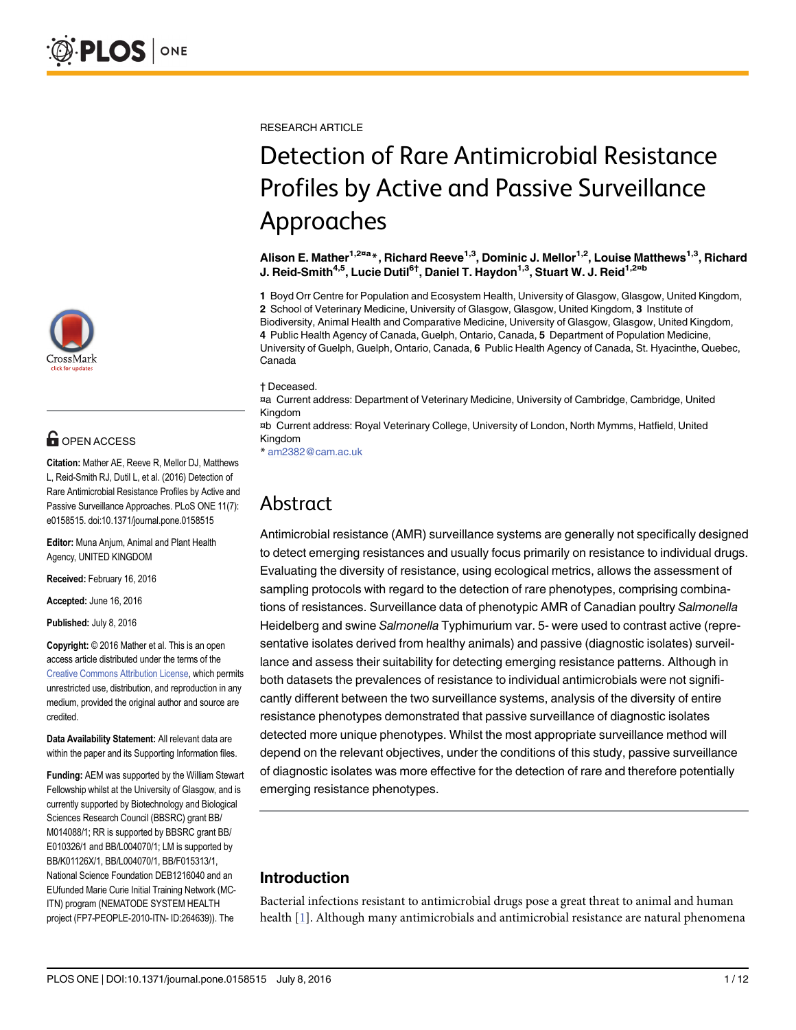RESEARCH ARTICLE

# Detection of Rare Antimicrobial Resistance Profiles by Active and Passive Surveillance Approaches

**Alison E. Mather[1,2¤a]*, Richard Reeve[1,3], Dominic J. Mellor[1,2], Louise Matthews[1,3], Richard J. Reid-Smith[4,5], Lucie Dutil[6†], Daniel T. Haydon[1,3], Stuart W. J. Reid[1,2¤b]**

**1** Boyd Orr Centre for Population and Ecosystem Health, University of Glasgow, Glasgow, United Kingdom, **2** School of Veterinary Medicine, University of Glasgow, Glasgow, United Kingdom, **3** Institute of Biodiversity, Animal Health and Comparative Medicine, University of Glasgow, Glasgow, United Kingdom, **4** Public Health Agency of Canada, Guelph, Ontario, Canada, **5** Department of Population Medicine, University of Guelph, Guelph, Ontario, Canada, **6** Public Health Agency of Canada, St. Hyacinthe, Quebec, Canada

† Deceased.

¤a Current address: Department of Veterinary Medicine, University of Cambridge, Cambridge, United Kingdom

¤b Current address: Royal Veterinary College, University of London, North Mymms, Hatfield, United Kingdom

* am2382@cam.ac.uk

OPEN ACCESS

**Citation:** Mather AE, Reeve R, Mellor DJ, Matthews L, Reid-Smith RJ, Dutil L, et al. (2016) Detection of Rare Antimicrobial Resistance Profiles by Active and Passive Surveillance Approaches. PLoS ONE 11(7): e0158515. doi:10.1371/journal.pone.0158515

**Editor:** Muna Anjum, Animal and Plant Health Agency, UNITED KINGDOM

**Received:** February 16, 2016

**Accepted:** June 16, 2016

**Published:** July 8, 2016

**Copyright:** © 2016 Mather et al. This is an open access article distributed under the terms of the Creative Commons Attribution License, which permits unrestricted use, distribution, and reproduction in any medium, provided the original author and source are credited.

**Data Availability Statement:** All relevant data are within the paper and its Supporting Information files.

**Funding:** AEM was supported by the William Stewart Fellowship whilst at the University of Glasgow, and is currently supported by Biotechnology and Biological Sciences Research Council (BBSRC) grant BB/M014088/1; RR is supported by BBSRC grant BB/E010326/1 and BB/L004070/1; LM is supported by BB/K01126X/1, BB/L004070/1, BB/F015313/1, National Science Foundation DEB1216040 and an EUfunded Marie Curie Initial Training Network (MC-ITN) program (NEMATODE SYSTEM HEALTH project (FP7-PEOPLE-2010-ITN- ID:264639)). The

## Abstract

Antimicrobial resistance (AMR) surveillance systems are generally not specifically designed to detect emerging resistances and usually focus primarily on resistance to individual drugs. Evaluating the diversity of resistance, using ecological metrics, allows the assessment of sampling protocols with regard to the detection of rare phenotypes, comprising combinations of resistances. Surveillance data of phenotypic AMR of Canadian poultry *Salmonella* Heidelberg and swine *Salmonella* Typhimurium var. 5- were used to contrast active (representative isolates derived from healthy animals) and passive (diagnostic isolates) surveillance and assess their suitability for detecting emerging resistance patterns. Although in both datasets the prevalences of resistance to individual antimicrobials were not significantly different between the two surveillance systems, analysis of the diversity of entire resistance phenotypes demonstrated that passive surveillance of diagnostic isolates detected more unique phenotypes. Whilst the most appropriate surveillance method will depend on the relevant objectives, under the conditions of this study, passive surveillance of diagnostic isolates was more effective for the detection of rare and therefore potentially emerging resistance phenotypes.

## Introduction

Bacterial infections resistant to antimicrobial drugs pose a great threat to animal and human health [1]. Although many antimicrobials and antimicrobial resistance are natural phenomena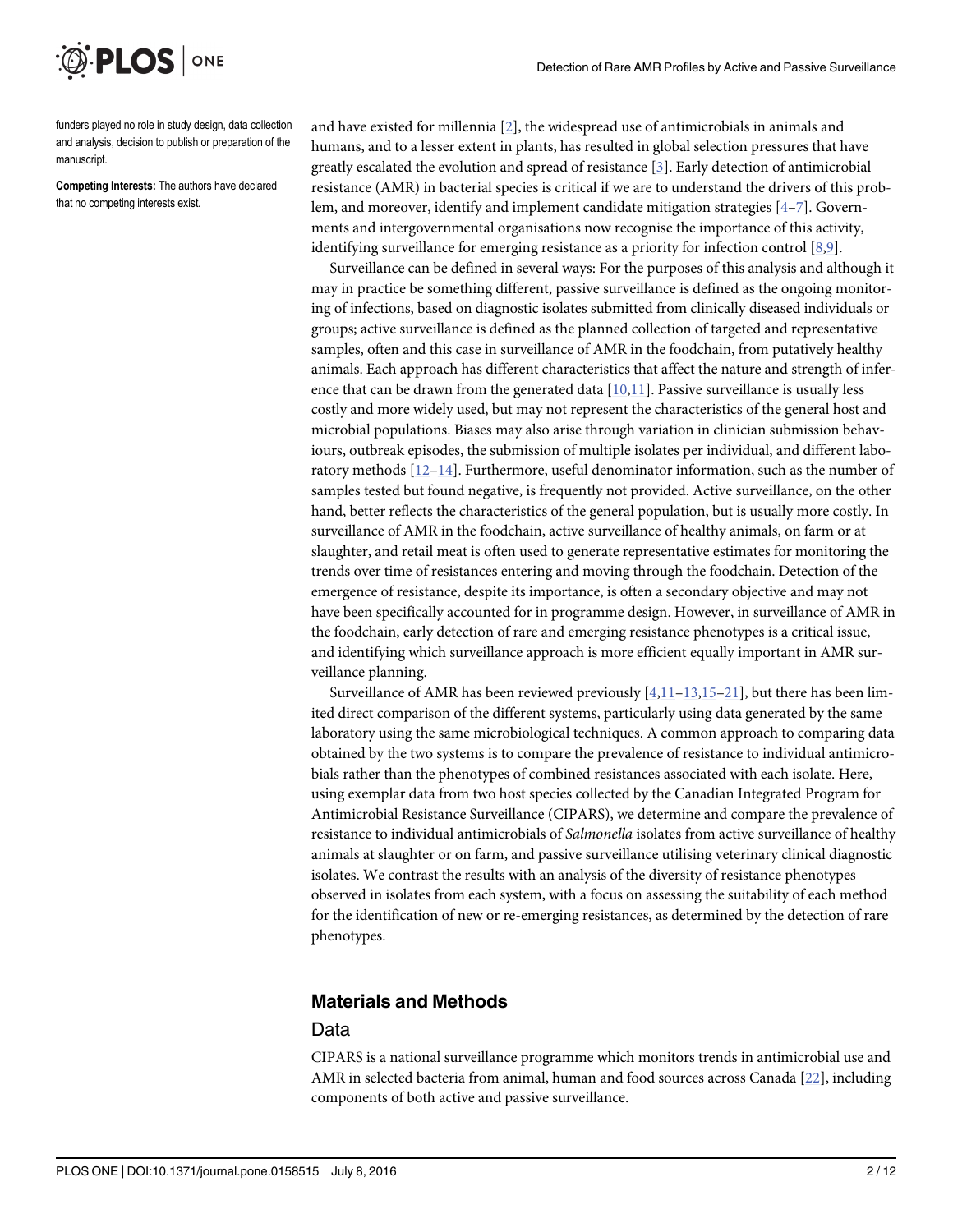funders played no role in study design, data collection and analysis, decision to publish or preparation of the manuscript.

**Competing Interests:** The authors have declared that no competing interests exist.

and have existed for millennia [2], the widespread use of antimicrobials in animals and humans, and to a lesser extent in plants, has resulted in global selection pressures that have greatly escalated the evolution and spread of resistance [3]. Early detection of antimicrobial resistance (AMR) in bacterial species is critical if we are to understand the drivers of this problem, and moreover, identify and implement candidate mitigation strategies [4–7]. Governments and intergovernmental organisations now recognise the importance of this activity, identifying surveillance for emerging resistance as a priority for infection control [8,9].

Surveillance can be defined in several ways: For the purposes of this analysis and although it may in practice be something different, passive surveillance is defined as the ongoing monitoring of infections, based on diagnostic isolates submitted from clinically diseased individuals or groups; active surveillance is defined as the planned collection of targeted and representative samples, often and this case in surveillance of AMR in the foodchain, from putatively healthy animals. Each approach has different characteristics that affect the nature and strength of inference that can be drawn from the generated data [10,11]. Passive surveillance is usually less costly and more widely used, but may not represent the characteristics of the general host and microbial populations. Biases may also arise through variation in clinician submission behaviours, outbreak episodes, the submission of multiple isolates per individual, and different laboratory methods [12–14]. Furthermore, useful denominator information, such as the number of samples tested but found negative, is frequently not provided. Active surveillance, on the other hand, better reflects the characteristics of the general population, but is usually more costly. In surveillance of AMR in the foodchain, active surveillance of healthy animals, on farm or at slaughter, and retail meat is often used to generate representative estimates for monitoring the trends over time of resistances entering and moving through the foodchain. Detection of the emergence of resistance, despite its importance, is often a secondary objective and may not have been specifically accounted for in programme design. However, in surveillance of AMR in the foodchain, early detection of rare and emerging resistance phenotypes is a critical issue, and identifying which surveillance approach is more efficient equally important in AMR surveillance planning.

Surveillance of AMR has been reviewed previously [4,11–13,15–21], but there has been limited direct comparison of the different systems, particularly using data generated by the same laboratory using the same microbiological techniques. A common approach to comparing data obtained by the two systems is to compare the prevalence of resistance to individual antimicrobials rather than the phenotypes of combined resistances associated with each isolate. Here, using exemplar data from two host species collected by the Canadian Integrated Program for Antimicrobial Resistance Surveillance (CIPARS), we determine and compare the prevalence of resistance to individual antimicrobials of *Salmonella* isolates from active surveillance of healthy animals at slaughter or on farm, and passive surveillance utilising veterinary clinical diagnostic isolates. We contrast the results with an analysis of the diversity of resistance phenotypes observed in isolates from each system, with a focus on assessing the suitability of each method for the identification of new or re-emerging resistances, as determined by the detection of rare phenotypes.

## Materials and Methods

### Data

CIPARS is a national surveillance programme which monitors trends in antimicrobial use and AMR in selected bacteria from animal, human and food sources across Canada [22], including components of both active and passive surveillance.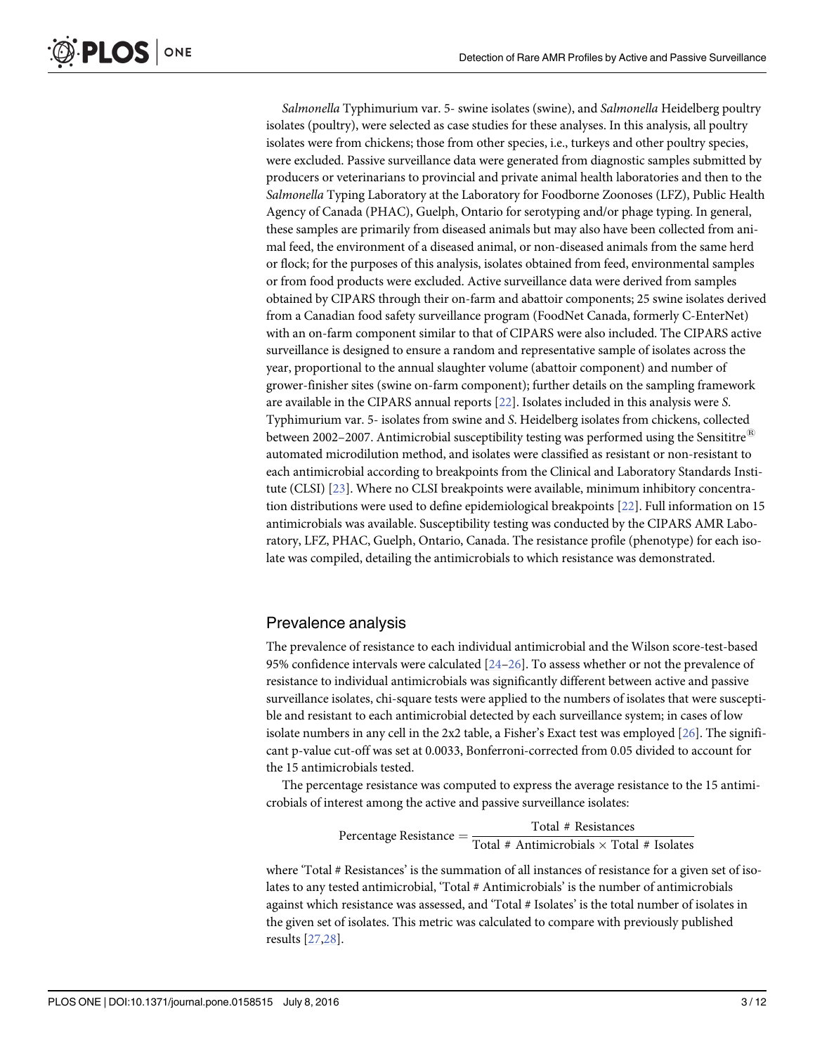*Salmonella* Typhimurium var. 5- swine isolates (swine), and *Salmonella* Heidelberg poultry isolates (poultry), were selected as case studies for these analyses. In this analysis, all poultry isolates were from chickens; those from other species, i.e., turkeys and other poultry species, were excluded. Passive surveillance data were generated from diagnostic samples submitted by producers or veterinarians to provincial and private animal health laboratories and then to the *Salmonella* Typing Laboratory at the Laboratory for Foodborne Zoonoses (LFZ), Public Health Agency of Canada (PHAC), Guelph, Ontario for serotyping and/or phage typing. In general, these samples are primarily from diseased animals but may also have been collected from animal feed, the environment of a diseased animal, or non-diseased animals from the same herd or flock; for the purposes of this analysis, isolates obtained from feed, environmental samples or from food products were excluded. Active surveillance data were derived from samples obtained by CIPARS through their on-farm and abattoir components; 25 swine isolates derived from a Canadian food safety surveillance program (FoodNet Canada, formerly C-EnterNet) with an on-farm component similar to that of CIPARS were also included. The CIPARS active surveillance is designed to ensure a random and representative sample of isolates across the year, proportional to the annual slaughter volume (abattoir component) and number of grower-finisher sites (swine on-farm component); further details on the sampling framework are available in the CIPARS annual reports [22]. Isolates included in this analysis were *S*. Typhimurium var. 5- isolates from swine and *S*. Heidelberg isolates from chickens, collected between 2002–2007. Antimicrobial susceptibility testing was performed using the Sensititre® automated microdilution method, and isolates were classified as resistant or non-resistant to each antimicrobial according to breakpoints from the Clinical and Laboratory Standards Institute (CLSI) [23]. Where no CLSI breakpoints were available, minimum inhibitory concentration distributions were used to define epidemiological breakpoints [22]. Full information on 15 antimicrobials was available. Susceptibility testing was conducted by the CIPARS AMR Laboratory, LFZ, PHAC, Guelph, Ontario, Canada. The resistance profile (phenotype) for each isolate was compiled, detailing the antimicrobials to which resistance was demonstrated.

## Prevalence analysis

The prevalence of resistance to each individual antimicrobial and the Wilson score-test-based 95% confidence intervals were calculated [24–26]. To assess whether or not the prevalence of resistance to individual antimicrobials was significantly different between active and passive surveillance isolates, chi-square tests were applied to the numbers of isolates that were susceptible and resistant to each antimicrobial detected by each surveillance system; in cases of low isolate numbers in any cell in the 2x2 table, a Fisher's Exact test was employed [26]. The significant p-value cut-off was set at 0.0033, Bonferroni-corrected from 0.05 divided to account for the 15 antimicrobials tested.

The percentage resistance was computed to express the average resistance to the 15 antimicrobials of interest among the active and passive surveillance isolates:

$$\text{Percentage Resistance} = \frac{\text{Total \# Resistances}}{\text{Total \# Antimicrobials} \times \text{Total \# Isolates}}$$

where 'Total # Resistances' is the summation of all instances of resistance for a given set of isolates to any tested antimicrobial, 'Total # Antimicrobials' is the number of antimicrobials against which resistance was assessed, and 'Total # Isolates' is the total number of isolates in the given set of isolates. This metric was calculated to compare with previously published results [27,28].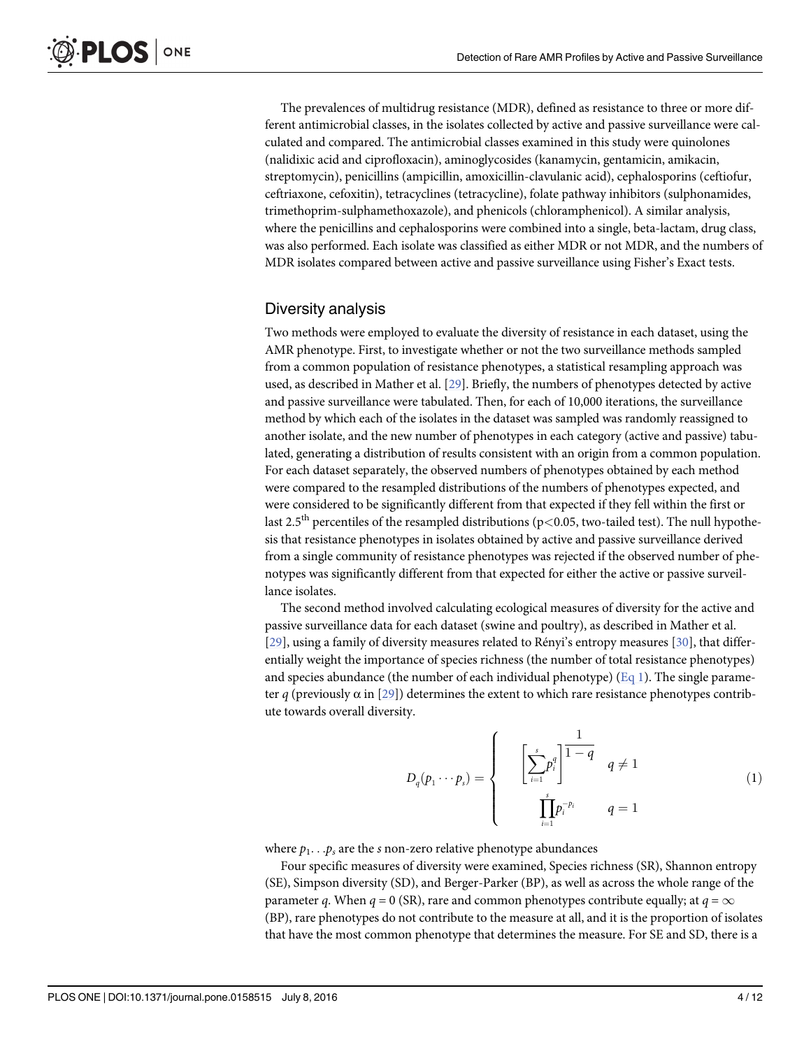The prevalences of multidrug resistance (MDR), defined as resistance to three or more different antimicrobial classes, in the isolates collected by active and passive surveillance were calculated and compared. The antimicrobial classes examined in this study were quinolones (nalidixic acid and ciprofloxacin), aminoglycosides (kanamycin, gentamicin, amikacin, streptomycin), penicillins (ampicillin, amoxicillin-clavulanic acid), cephalosporins (ceftiofur, ceftriaxone, cefoxitin), tetracyclines (tetracycline), folate pathway inhibitors (sulphonamides, trimethoprim-sulphamethoxazole), and phenicols (chloramphenicol). A similar analysis, where the penicillins and cephalosporins were combined into a single, beta-lactam, drug class, was also performed. Each isolate was classified as either MDR or not MDR, and the numbers of MDR isolates compared between active and passive surveillance using Fisher's Exact tests.

## Diversity analysis

Two methods were employed to evaluate the diversity of resistance in each dataset, using the AMR phenotype. First, to investigate whether or not the two surveillance methods sampled from a common population of resistance phenotypes, a statistical resampling approach was used, as described in Mather et al. [29]. Briefly, the numbers of phenotypes detected by active and passive surveillance were tabulated. Then, for each of 10,000 iterations, the surveillance method by which each of the isolates in the dataset was sampled was randomly reassigned to another isolate, and the new number of phenotypes in each category (active and passive) tabulated, generating a distribution of results consistent with an origin from a common population. For each dataset separately, the observed numbers of phenotypes obtained by each method were compared to the resampled distributions of the numbers of phenotypes expected, and were considered to be significantly different from that expected if they fell within the first or last 2.5[th] percentiles of the resampled distributions ($p<0.05$, two-tailed test). The null hypothesis that resistance phenotypes in isolates obtained by active and passive surveillance derived from a single community of resistance phenotypes was rejected if the observed number of phenotypes was significantly different from that expected for either the active or passive surveillance isolates.

The second method involved calculating ecological measures of diversity for the active and passive surveillance data for each dataset (swine and poultry), as described in Mather et al. [29], using a family of diversity measures related to Rényi's entropy measures [30], that differentially weight the importance of species richness (the number of total resistance phenotypes) and species abundance (the number of each individual phenotype) (Eq 1). The single parameter $q$ (previously $\alpha$ in [29]) determines the extent to which rare resistance phenotypes contribute towards overall diversity.

$$D_q(p_1 \cdots p_s) = \begin{cases} \left[ \sum_{i=1}^{s} p_i^q \right]^{\frac{1}{1-q}} & q \neq 1 \\ \prod_{i=1}^{s} p_i^{-p_i} & q = 1 \end{cases} \tag{1}$$

where $p_1 \ldots p_s$ are the $s$ non-zero relative phenotype abundances

Four specific measures of diversity were examined, Species richness (SR), Shannon entropy (SE), Simpson diversity (SD), and Berger-Parker (BP), as well as across the whole range of the parameter $q$. When $q = 0$ (SR), rare and common phenotypes contribute equally; at $q = \infty$ (BP), rare phenotypes do not contribute to the measure at all, and it is the proportion of isolates that have the most common phenotype that determines the measure. For SE and SD, there is a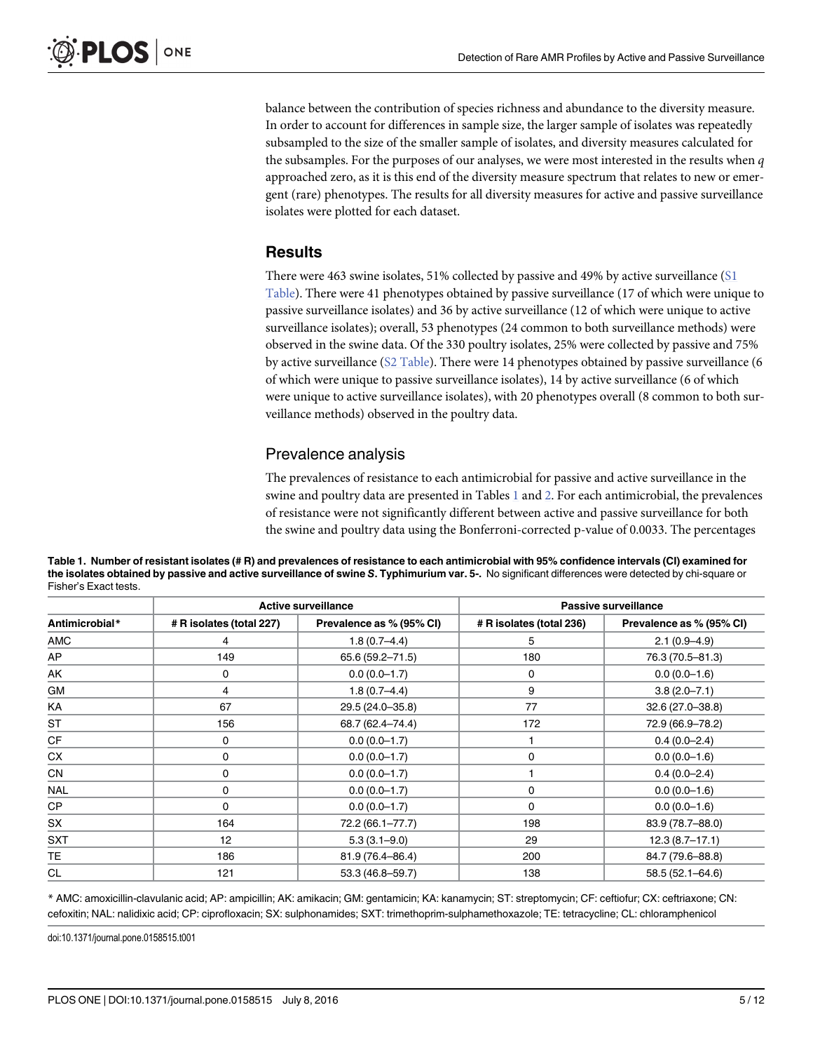balance between the contribution of species richness and abundance to the diversity measure. In order to account for differences in sample size, the larger sample of isolates was repeatedly subsampled to the size of the smaller sample of isolates, and diversity measures calculated for the subsamples. For the purposes of our analyses, we were most interested in the results when $q$ approached zero, as it is this end of the diversity measure spectrum that relates to new or emergent (rare) phenotypes. The results for all diversity measures for active and passive surveillance isolates were plotted for each dataset.

## Results

There were 463 swine isolates, 51% collected by passive and 49% by active surveillance (S1 Table). There were 41 phenotypes obtained by passive surveillance (17 of which were unique to passive surveillance isolates) and 36 by active surveillance (12 of which were unique to active surveillance isolates); overall, 53 phenotypes (24 common to both surveillance methods) were observed in the swine data. Of the 330 poultry isolates, 25% were collected by passive and 75% by active surveillance (S2 Table). There were 14 phenotypes obtained by passive surveillance (6 of which were unique to passive surveillance isolates), 14 by active surveillance (6 of which were unique to active surveillance isolates), with 20 phenotypes overall (8 common to both surveillance methods) observed in the poultry data.

### Prevalence analysis

The prevalences of resistance to each antimicrobial for passive and active surveillance in the swine and poultry data are presented in Tables 1 and 2. For each antimicrobial, the prevalences of resistance were not significantly different between active and passive surveillance for both the swine and poultry data using the Bonferroni-corrected p-value of 0.0033. The percentages

**Table 1. Number of resistant isolates (# R) and prevalences of resistance to each antimicrobial with 95% confidence intervals (CI) examined for the isolates obtained by passive and active surveillance of swine *S*. Typhimurium var. 5-.** No significant differences were detected by chi-square or Fisher's Exact tests.

| | Active surveillance | | Passive surveillance | |
|---|---|---|---|---|
| Antimicrobial* | # R isolates (total 227) | Prevalence as % (95% CI) | # R isolates (total 236) | Prevalence as % (95% CI) |
| AMC | 4 | 1.8 (0.7–4.4) | 5 | 2.1 (0.9–4.9) |
| AP | 149 | 65.6 (59.2–71.5) | 180 | 76.3 (70.5–81.3) |
| AK | 0 | 0.0 (0.0–1.7) | 0 | 0.0 (0.0–1.6) |
| GM | 4 | 1.8 (0.7–4.4) | 9 | 3.8 (2.0–7.1) |
| KA | 67 | 29.5 (24.0–35.8) | 77 | 32.6 (27.0–38.8) |
| ST | 156 | 68.7 (62.4–74.4) | 172 | 72.9 (66.9–78.2) |
| CF | 0 | 0.0 (0.0–1.7) | 1 | 0.4 (0.0–2.4) |
| CX | 0 | 0.0 (0.0–1.7) | 0 | 0.0 (0.0–1.6) |
| CN | 0 | 0.0 (0.0–1.7) | 1 | 0.4 (0.0–2.4) |
| NAL | 0 | 0.0 (0.0–1.7) | 0 | 0.0 (0.0–1.6) |
| CP | 0 | 0.0 (0.0–1.7) | 0 | 0.0 (0.0–1.6) |
| SX | 164 | 72.2 (66.1–77.7) | 198 | 83.9 (78.7–88.0) |
| SXT | 12 | 5.3 (3.1–9.0) | 29 | 12.3 (8.7–17.1) |
| TE | 186 | 81.9 (76.4–86.4) | 200 | 84.7 (79.6–88.8) |
| CL | 121 | 53.3 (46.8–59.7) | 138 | 58.5 (52.1–64.6) |

\* AMC: amoxicillin-clavulanic acid; AP: ampicillin; AK: amikacin; GM: gentamicin; KA: kanamycin; ST: streptomycin; CF: ceftiofur; CX: ceftriaxone; CN: cefoxitin; NAL: nalidixic acid; CP: ciprofloxacin; SX: sulphonamides; SXT: trimethoprim-sulphamethoxazole; TE: tetracycline; CL: chloramphenicol

doi:10.1371/journal.pone.0158515.t001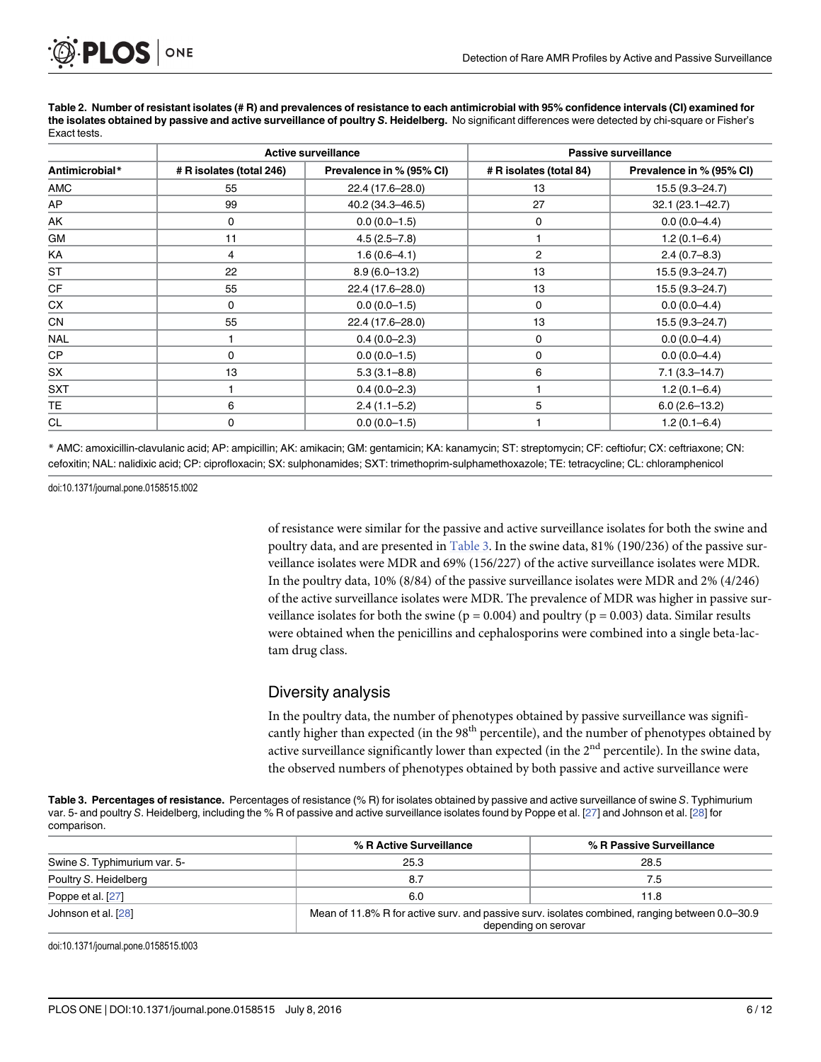**Table 2. Number of resistant isolates (# R) and prevalences of resistance to each antimicrobial with 95% confidence intervals (CI) examined for the isolates obtained by passive and active surveillance of poultry *S*. Heidelberg.** No significant differences were detected by chi-square or Fisher's Exact tests.

| | Active surveillance | | Passive surveillance | |
|---|---|---|---|---|
| **Antimicrobial*** | **# R isolates (total 246)** | **Prevalence in % (95% CI)** | **# R isolates (total 84)** | **Prevalence in % (95% CI)** |
| AMC | 55 | 22.4 (17.6–28.0) | 13 | 15.5 (9.3–24.7) |
| AP | 99 | 40.2 (34.3–46.5) | 27 | 32.1 (23.1–42.7) |
| AK | 0 | 0.0 (0.0–1.5) | 0 | 0.0 (0.0–4.4) |
| GM | 11 | 4.5 (2.5–7.8) | 1 | 1.2 (0.1–6.4) |
| KA | 4 | 1.6 (0.6–4.1) | 2 | 2.4 (0.7–8.3) |
| ST | 22 | 8.9 (6.0–13.2) | 13 | 15.5 (9.3–24.7) |
| CF | 55 | 22.4 (17.6–28.0) | 13 | 15.5 (9.3–24.7) |
| CX | 0 | 0.0 (0.0–1.5) | 0 | 0.0 (0.0–4.4) |
| CN | 55 | 22.4 (17.6–28.0) | 13 | 15.5 (9.3–24.7) |
| NAL | 1 | 0.4 (0.0–2.3) | 0 | 0.0 (0.0–4.4) |
| CP | 0 | 0.0 (0.0–1.5) | 0 | 0.0 (0.0–4.4) |
| SX | 13 | 5.3 (3.1–8.8) | 6 | 7.1 (3.3–14.7) |
| SXT | 1 | 0.4 (0.0–2.3) | 1 | 1.2 (0.1–6.4) |
| TE | 6 | 2.4 (1.1–5.2) | 5 | 6.0 (2.6–13.2) |
| CL | 0 | 0.0 (0.0–1.5) | 1 | 1.2 (0.1–6.4) |

* AMC: amoxicillin-clavulanic acid; AP: ampicillin; AK: amikacin; GM: gentamicin; KA: kanamycin; ST: streptomycin; CF: ceftiofur; CX: ceftriaxone; CN: cefoxitin; NAL: nalidixic acid; CP: ciprofloxacin; SX: sulphonamides; SXT: trimethoprim-sulphamethoxazole; TE: tetracycline; CL: chloramphenicol

doi:10.1371/journal.pone.0158515.t002

of resistance were similar for the passive and active surveillance isolates for both the swine and poultry data, and are presented in Table 3. In the swine data, 81% (190/236) of the passive surveillance isolates were MDR and 69% (156/227) of the active surveillance isolates were MDR. In the poultry data, 10% (8/84) of the passive surveillance isolates were MDR and 2% (4/246) of the active surveillance isolates were MDR. The prevalence of MDR was higher in passive surveillance isolates for both the swine ($p = 0.004$) and poultry ($p = 0.003$) data. Similar results were obtained when the penicillins and cephalosporins were combined into a single beta-lactam drug class.

## Diversity analysis

In the poultry data, the number of phenotypes obtained by passive surveillance was significantly higher than expected (in the 98$^{th}$ percentile), and the number of phenotypes obtained by active surveillance significantly lower than expected (in the 2$^{nd}$ percentile). In the swine data, the observed numbers of phenotypes obtained by both passive and active surveillance were

**Table 3. Percentages of resistance.** Percentages of resistance (% R) for isolates obtained by passive and active surveillance of swine *S*. Typhimurium var. 5- and poultry *S*. Heidelberg, including the % R of passive and active surveillance isolates found by Poppe et al. [27] and Johnson et al. [28] for comparison.

| | % R Active Surveillance | % R Passive Surveillance |
|---|---|---|
| Swine *S*. Typhimurium var. 5- | 25.3 | 28.5 |
| Poultry *S*. Heidelberg | 8.7 | 7.5 |
| Poppe et al. [27] | 6.0 | 11.8 |
| Johnson et al. [28] | Mean of 11.8% R for active surv. and passive surv. isolates combined, ranging between 0.0–30.9 depending on serovar | |

doi:10.1371/journal.pone.0158515.t003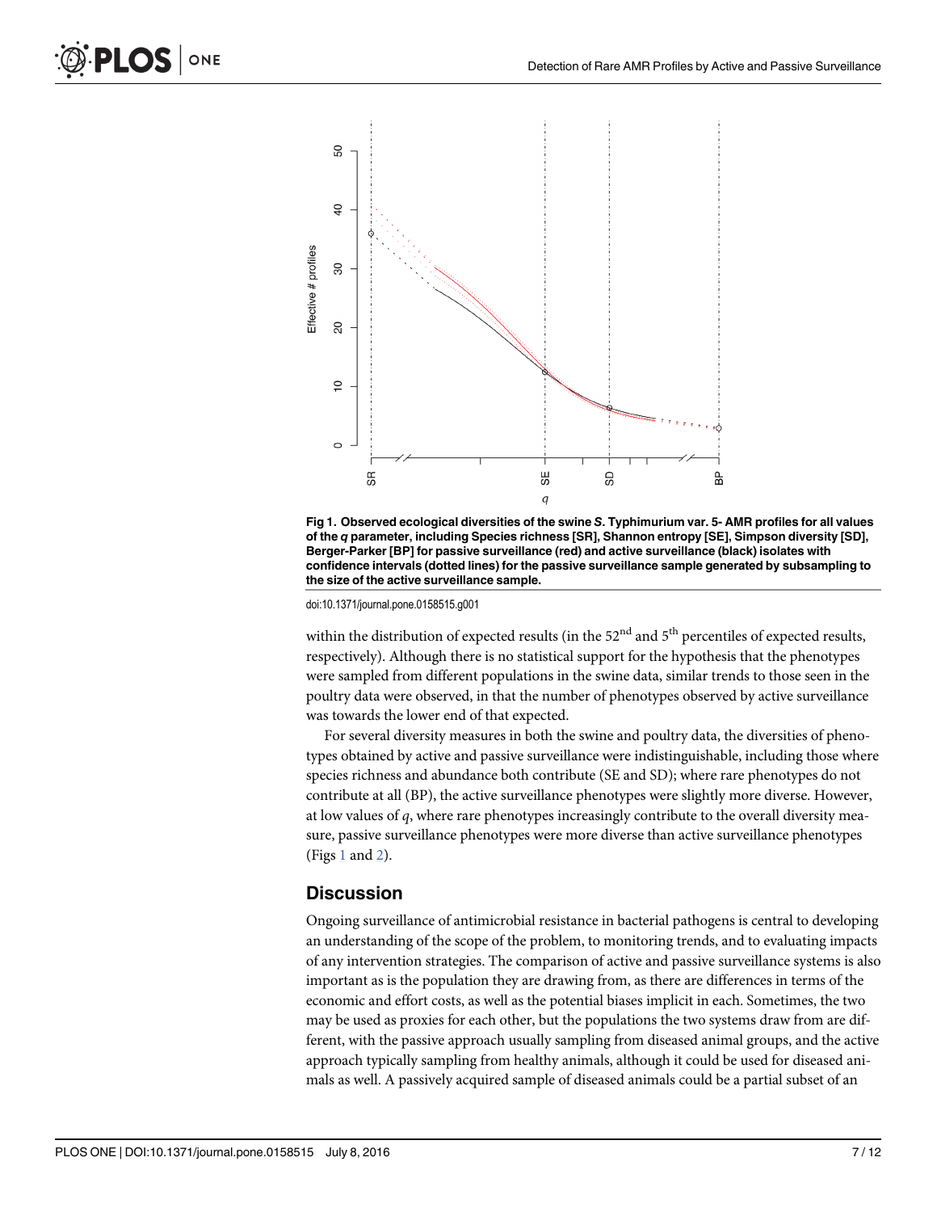Effective # profiles

0
10
20
30
40
50

SR
SE
SD
BP

*q*

**Fig 1. Observed ecological diversities of the swine *S*. Typhimurium var. 5- AMR profiles for all values of the *q* parameter, including Species richness [SR], Shannon entropy [SE], Simpson diversity [SD], Berger-Parker [BP] for passive surveillance (red) and active surveillance (black) isolates with confidence intervals (dotted lines) for the passive surveillance sample generated by subsampling to the size of the active surveillance sample.**

doi:10.1371/journal.pone.0158515.g001

within the distribution of expected results (in the 52nd and 5th percentiles of expected results, respectively). Although there is no statistical support for the hypothesis that the phenotypes were sampled from different populations in the swine data, similar trends to those seen in the poultry data were observed, in that the number of phenotypes observed by active surveillance was towards the lower end of that expected.

For several diversity measures in both the swine and poultry data, the diversities of phenotypes obtained by active and passive surveillance were indistinguishable, including those where species richness and abundance both contribute (SE and SD); where rare phenotypes do not contribute at all (BP), the active surveillance phenotypes were slightly more diverse. However, at low values of *q*, where rare phenotypes increasingly contribute to the overall diversity measure, passive surveillance phenotypes were more diverse than active surveillance phenotypes (Figs 1 and 2).

## Discussion

Ongoing surveillance of antimicrobial resistance in bacterial pathogens is central to developing an understanding of the scope of the problem, to monitoring trends, and to evaluating impacts of any intervention strategies. The comparison of active and passive surveillance systems is also important as is the population they are drawing from, as there are differences in terms of the economic and effort costs, as well as the potential biases implicit in each. Sometimes, the two may be used as proxies for each other, but the populations the two systems draw from are different, with the passive approach usually sampling from diseased animal groups, and the active approach typically sampling from healthy animals, although it could be used for diseased animals as well. A passively acquired sample of diseased animals could be a partial subset of an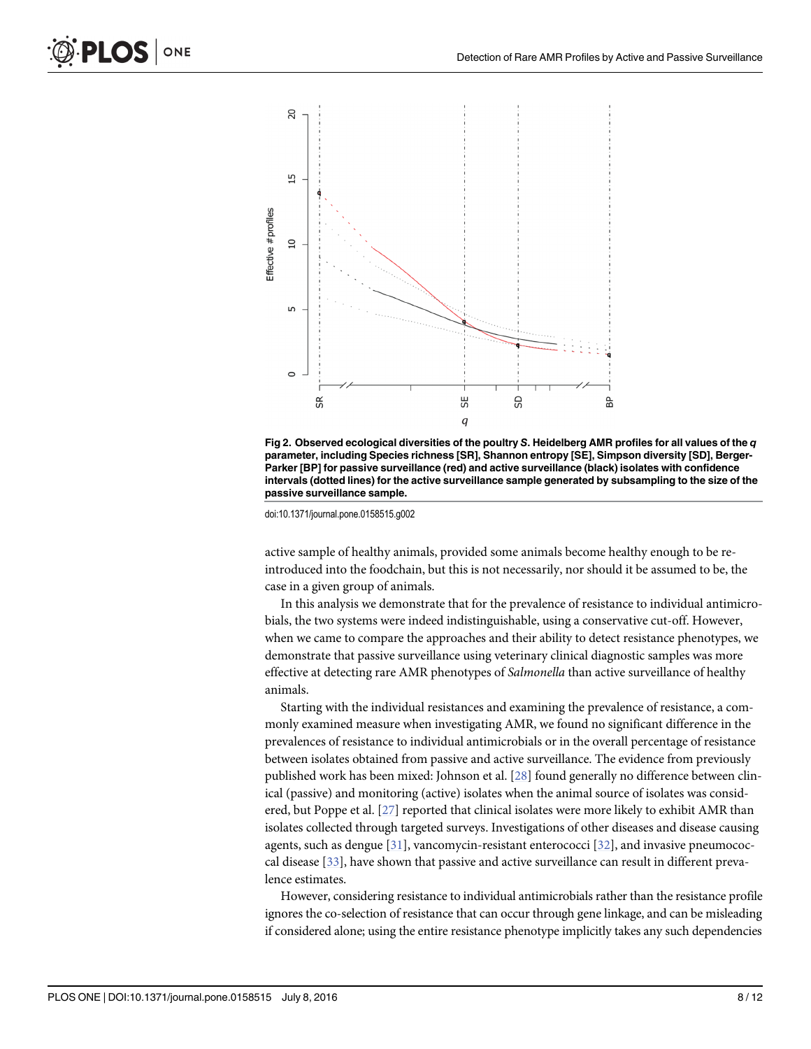Effective # profiles

0
5
10
15
20

SR
SE
SD
BP

q

**Fig 2. Observed ecological diversities of the poultry *S*. Heidelberg AMR profiles for all values of the *q* parameter, including Species richness [SR], Shannon entropy [SE], Simpson diversity [SD], Berger-Parker [BP] for passive surveillance (red) and active surveillance (black) isolates with confidence intervals (dotted lines) for the active surveillance sample generated by subsampling to the size of the passive surveillance sample.**

doi:10.1371/journal.pone.0158515.g002

active sample of healthy animals, provided some animals become healthy enough to be re-introduced into the foodchain, but this is not necessarily, nor should it be assumed to be, the case in a given group of animals.

In this analysis we demonstrate that for the prevalence of resistance to individual antimicrobials, the two systems were indeed indistinguishable, using a conservative cut-off. However, when we came to compare the approaches and their ability to detect resistance phenotypes, we demonstrate that passive surveillance using veterinary clinical diagnostic samples was more effective at detecting rare AMR phenotypes of *Salmonella* than active surveillance of healthy animals.

Starting with the individual resistances and examining the prevalence of resistance, a commonly examined measure when investigating AMR, we found no significant difference in the prevalences of resistance to individual antimicrobials or in the overall percentage of resistance between isolates obtained from passive and active surveillance. The evidence from previously published work has been mixed: Johnson et al. [28] found generally no difference between clinical (passive) and monitoring (active) isolates when the animal source of isolates was considered, but Poppe et al. [27] reported that clinical isolates were more likely to exhibit AMR than isolates collected through targeted surveys. Investigations of other diseases and disease causing agents, such as dengue [31], vancomycin-resistant enterococci [32], and invasive pneumococcal disease [33], have shown that passive and active surveillance can result in different prevalence estimates.

However, considering resistance to individual antimicrobials rather than the resistance profile ignores the co-selection of resistance that can occur through gene linkage, and can be misleading if considered alone; using the entire resistance phenotype implicitly takes any such dependencies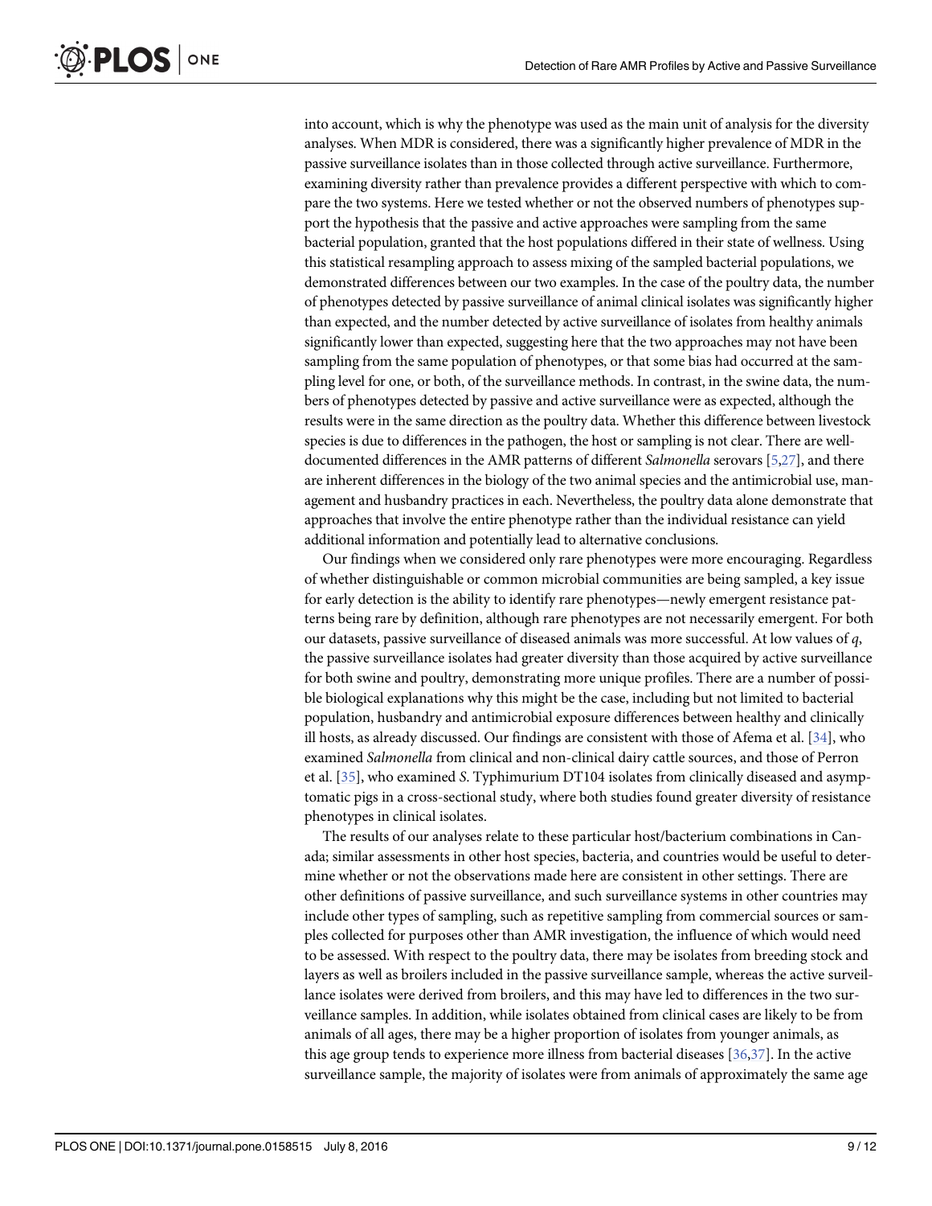into account, which is why the phenotype was used as the main unit of analysis for the diversity analyses. When MDR is considered, there was a significantly higher prevalence of MDR in the passive surveillance isolates than in those collected through active surveillance. Furthermore, examining diversity rather than prevalence provides a different perspective with which to compare the two systems. Here we tested whether or not the observed numbers of phenotypes support the hypothesis that the passive and active approaches were sampling from the same bacterial population, granted that the host populations differed in their state of wellness. Using this statistical resampling approach to assess mixing of the sampled bacterial populations, we demonstrated differences between our two examples. In the case of the poultry data, the number of phenotypes detected by passive surveillance of animal clinical isolates was significantly higher than expected, and the number detected by active surveillance of isolates from healthy animals significantly lower than expected, suggesting here that the two approaches may not have been sampling from the same population of phenotypes, or that some bias had occurred at the sampling level for one, or both, of the surveillance methods. In contrast, in the swine data, the numbers of phenotypes detected by passive and active surveillance were as expected, although the results were in the same direction as the poultry data. Whether this difference between livestock species is due to differences in the pathogen, the host or sampling is not clear. There are well-documented differences in the AMR patterns of different *Salmonella* serovars [5,27], and there are inherent differences in the biology of the two animal species and the antimicrobial use, management and husbandry practices in each. Nevertheless, the poultry data alone demonstrate that approaches that involve the entire phenotype rather than the individual resistance can yield additional information and potentially lead to alternative conclusions.

Our findings when we considered only rare phenotypes were more encouraging. Regardless of whether distinguishable or common microbial communities are being sampled, a key issue for early detection is the ability to identify rare phenotypes—newly emergent resistance patterns being rare by definition, although rare phenotypes are not necessarily emergent. For both our datasets, passive surveillance of diseased animals was more successful. At low values of $q$, the passive surveillance isolates had greater diversity than those acquired by active surveillance for both swine and poultry, demonstrating more unique profiles. There are a number of possible biological explanations why this might be the case, including but not limited to bacterial population, husbandry and antimicrobial exposure differences between healthy and clinically ill hosts, as already discussed. Our findings are consistent with those of Afema et al. [34], who examined *Salmonella* from clinical and non-clinical dairy cattle sources, and those of Perron et al. [35], who examined *S*. Typhimurium DT104 isolates from clinically diseased and asymptomatic pigs in a cross-sectional study, where both studies found greater diversity of resistance phenotypes in clinical isolates.

The results of our analyses relate to these particular host/bacterium combinations in Canada; similar assessments in other host species, bacteria, and countries would be useful to determine whether or not the observations made here are consistent in other settings. There are other definitions of passive surveillance, and such surveillance systems in other countries may include other types of sampling, such as repetitive sampling from commercial sources or samples collected for purposes other than AMR investigation, the influence of which would need to be assessed. With respect to the poultry data, there may be isolates from breeding stock and layers as well as broilers included in the passive surveillance sample, whereas the active surveillance isolates were derived from broilers, and this may have led to differences in the two surveillance samples. In addition, while isolates obtained from clinical cases are likely to be from animals of all ages, there may be a higher proportion of isolates from younger animals, as this age group tends to experience more illness from bacterial diseases [36,37]. In the active surveillance sample, the majority of isolates were from animals of approximately the same age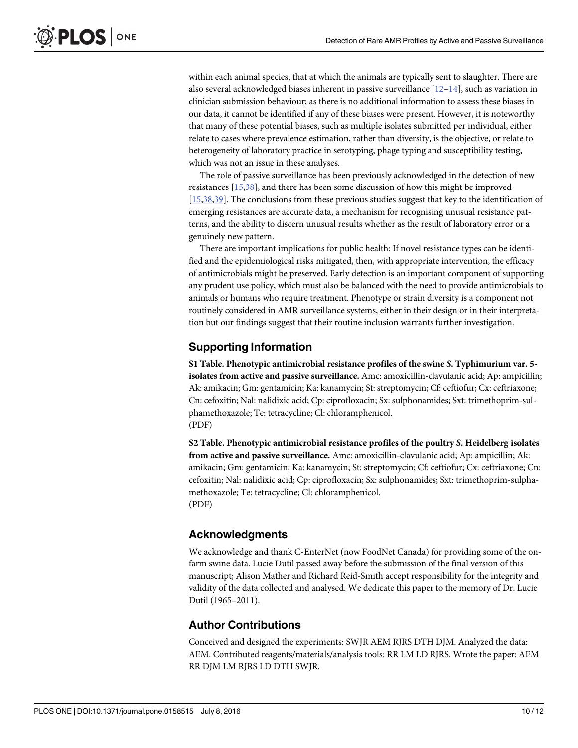within each animal species, that at which the animals are typically sent to slaughter. There are also several acknowledged biases inherent in passive surveillance [12–14], such as variation in clinician submission behaviour; as there is no additional information to assess these biases in our data, it cannot be identified if any of these biases were present. However, it is noteworthy that many of these potential biases, such as multiple isolates submitted per individual, either relate to cases where prevalence estimation, rather than diversity, is the objective, or relate to heterogeneity of laboratory practice in serotyping, phage typing and susceptibility testing, which was not an issue in these analyses.

The role of passive surveillance has been previously acknowledged in the detection of new resistances [15,38], and there has been some discussion of how this might be improved [15,38,39]. The conclusions from these previous studies suggest that key to the identification of emerging resistances are accurate data, a mechanism for recognising unusual resistance patterns, and the ability to discern unusual results whether as the result of laboratory error or a genuinely new pattern.

There are important implications for public health: If novel resistance types can be identified and the epidemiological risks mitigated, then, with appropriate intervention, the efficacy of antimicrobials might be preserved. Early detection is an important component of supporting any prudent use policy, which must also be balanced with the need to provide antimicrobials to animals or humans who require treatment. Phenotype or strain diversity is a component not routinely considered in AMR surveillance systems, either in their design or in their interpretation but our findings suggest that their routine inclusion warrants further investigation.

## Supporting Information

**S1 Table. Phenotypic antimicrobial resistance profiles of the swine *S*. Typhimurium var. 5- isolates from active and passive surveillance.** Amc: amoxicillin-clavulanic acid; Ap: ampicillin; Ak: amikacin; Gm: gentamicin; Ka: kanamycin; St: streptomycin; Cf: ceftiofur; Cx: ceftriaxone; Cn: cefoxitin; Nal: nalidixic acid; Cp: ciprofloxacin; Sx: sulphonamides; Sxt: trimethoprim-sulphamethoxazole; Te: tetracycline; Cl: chloramphenicol.
(PDF)

**S2 Table. Phenotypic antimicrobial resistance profiles of the poultry *S*. Heidelberg isolates from active and passive surveillance.** Amc: amoxicillin-clavulanic acid; Ap: ampicillin; Ak: amikacin; Gm: gentamicin; Ka: kanamycin; St: streptomycin; Cf: ceftiofur; Cx: ceftriaxone; Cn: cefoxitin; Nal: nalidixic acid; Cp: ciprofloxacin; Sx: sulphonamides; Sxt: trimethoprim-sulphamethoxazole; Te: tetracycline; Cl: chloramphenicol.
(PDF)

## Acknowledgments

We acknowledge and thank C-EnterNet (now FoodNet Canada) for providing some of the on-farm swine data. Lucie Dutil passed away before the submission of the final version of this manuscript; Alison Mather and Richard Reid-Smith accept responsibility for the integrity and validity of the data collected and analysed. We dedicate this paper to the memory of Dr. Lucie Dutil (1965–2011).

## Author Contributions

Conceived and designed the experiments: SWJR AEM RJRS DTH DJM. Analyzed the data: AEM. Contributed reagents/materials/analysis tools: RR LM LD RJRS. Wrote the paper: AEM RR DJM LM RJRS LD DTH SWJR.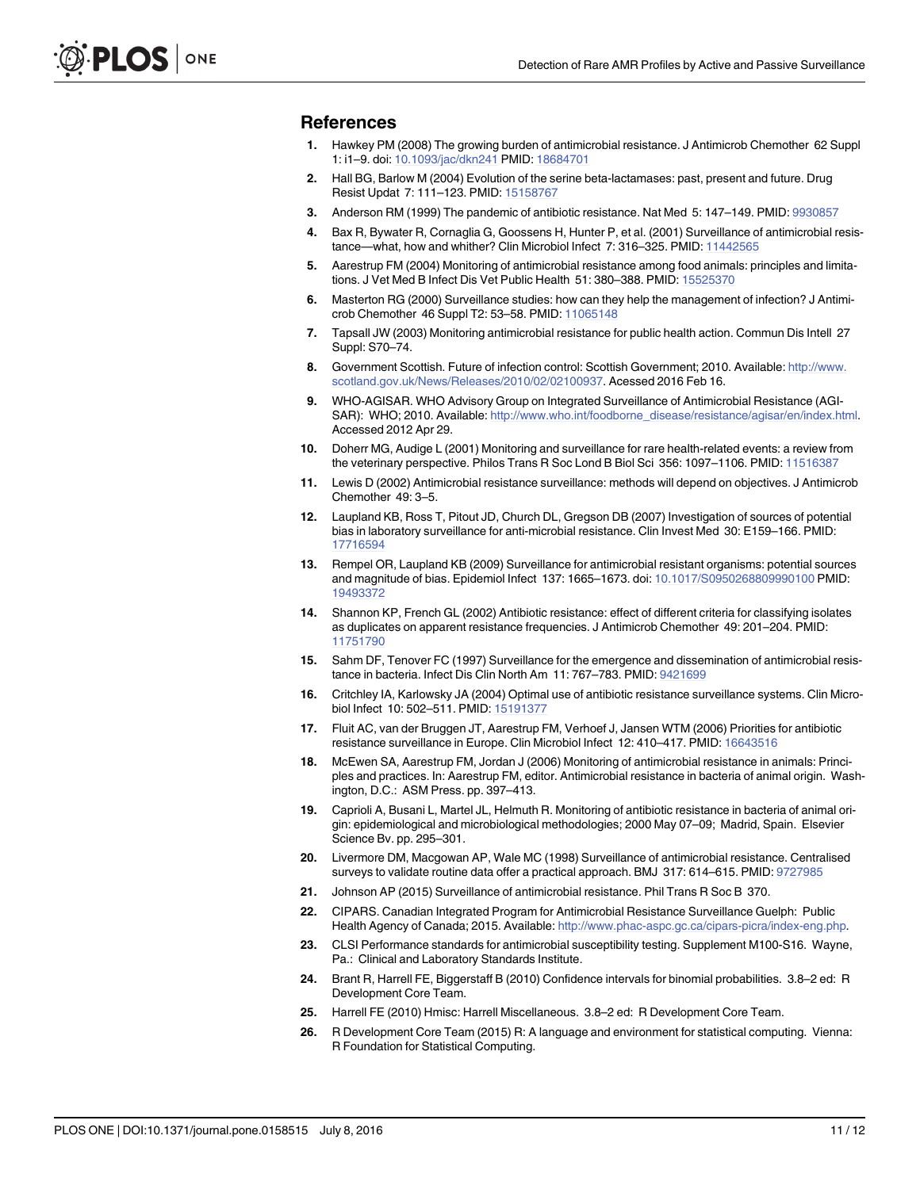## References

1. Hawkey PM (2008) The growing burden of antimicrobial resistance. J Antimicrob Chemother 62 Suppl 1: i1–9. doi: 10.1093/jac/dkn241 PMID: 18684701
2. Hall BG, Barlow M (2004) Evolution of the serine beta-lactamases: past, present and future. Drug Resist Updat 7: 111–123. PMID: 15158767
3. Anderson RM (1999) The pandemic of antibiotic resistance. Nat Med 5: 147–149. PMID: 9930857
4. Bax R, Bywater R, Cornaglia G, Goossens H, Hunter P, et al. (2001) Surveillance of antimicrobial resistance—what, how and whither? Clin Microbiol Infect 7: 316–325. PMID: 11442565
5. Aarestrup FM (2004) Monitoring of antimicrobial resistance among food animals: principles and limitations. J Vet Med B Infect Dis Vet Public Health 51: 380–388. PMID: 15525370
6. Masterton RG (2000) Surveillance studies: how can they help the management of infection? J Antimicrob Chemother 46 Suppl T2: 53–58. PMID: 11065148
7. Tapsall JW (2003) Monitoring antimicrobial resistance for public health action. Commun Dis Intell 27 Suppl: S70–74.
8. Government Scottish. Future of infection control: Scottish Government; 2010. Available: http://www.scotland.gov.uk/News/Releases/2010/02/02100937. Acessed 2016 Feb 16.
9. WHO-AGISAR. WHO Advisory Group on Integrated Surveillance of Antimicrobial Resistance (AGISAR): WHO; 2010. Available: http://www.who.int/foodborne_disease/resistance/agisar/en/index.html. Accessed 2012 Apr 29.
10. Doherr MG, Audige L (2001) Monitoring and surveillance for rare health-related events: a review from the veterinary perspective. Philos Trans R Soc Lond B Biol Sci 356: 1097–1106. PMID: 11516387
11. Lewis D (2002) Antimicrobial resistance surveillance: methods will depend on objectives. J Antimicrob Chemother 49: 3–5.
12. Laupland KB, Ross T, Pitout JD, Church DL, Gregson DB (2007) Investigation of sources of potential bias in laboratory surveillance for anti-microbial resistance. Clin Invest Med 30: E159–166. PMID: 17716594
13. Rempel OR, Laupland KB (2009) Surveillance for antimicrobial resistant organisms: potential sources and magnitude of bias. Epidemiol Infect 137: 1665–1673. doi: 10.1017/S0950268809990100 PMID: 19493372
14. Shannon KP, French GL (2002) Antibiotic resistance: effect of different criteria for classifying isolates as duplicates on apparent resistance frequencies. J Antimicrob Chemother 49: 201–204. PMID: 11751790
15. Sahm DF, Tenover FC (1997) Surveillance for the emergence and dissemination of antimicrobial resistance in bacteria. Infect Dis Clin North Am 11: 767–783. PMID: 9421699
16. Critchley IA, Karlowsky JA (2004) Optimal use of antibiotic resistance surveillance systems. Clin Microbiol Infect 10: 502–511. PMID: 15191377
17. Fluit AC, van der Bruggen JT, Aarestrup FM, Verhoef J, Jansen WTM (2006) Priorities for antibiotic resistance surveillance in Europe. Clin Microbiol Infect 12: 410–417. PMID: 16643516
18. McEwen SA, Aarestrup FM, Jordan J (2006) Monitoring of antimicrobial resistance in animals: Principles and practices. In: Aarestrup FM, editor. Antimicrobial resistance in bacteria of animal origin. Washington, D.C.: ASM Press. pp. 397–413.
19. Caprioli A, Busani L, Martel JL, Helmuth R. Monitoring of antibiotic resistance in bacteria of animal origin: epidemiological and microbiological methodologies; 2000 May 07–09; Madrid, Spain. Elsevier Science Bv. pp. 295–301.
20. Livermore DM, Macgowan AP, Wale MC (1998) Surveillance of antimicrobial resistance. Centralised surveys to validate routine data offer a practical approach. BMJ 317: 614–615. PMID: 9727985
21. Johnson AP (2015) Surveillance of antimicrobial resistance. Phil Trans R Soc B 370.
22. CIPARS. Canadian Integrated Program for Antimicrobial Resistance Surveillance Guelph: Public Health Agency of Canada; 2015. Available: http://www.phac-aspc.gc.ca/cipars-picra/index-eng.php.
23. CLSI Performance standards for antimicrobial susceptibility testing. Supplement M100-S16. Wayne, Pa.: Clinical and Laboratory Standards Institute.
24. Brant R, Harrell FE, Biggerstaff B (2010) Confidence intervals for binomial probabilities. 3.8–2 ed: R Development Core Team.
25. Harrell FE (2010) Hmisc: Harrell Miscellaneous. 3.8–2 ed: R Development Core Team.
26. R Development Core Team (2015) R: A language and environment for statistical computing. Vienna: R Foundation for Statistical Computing.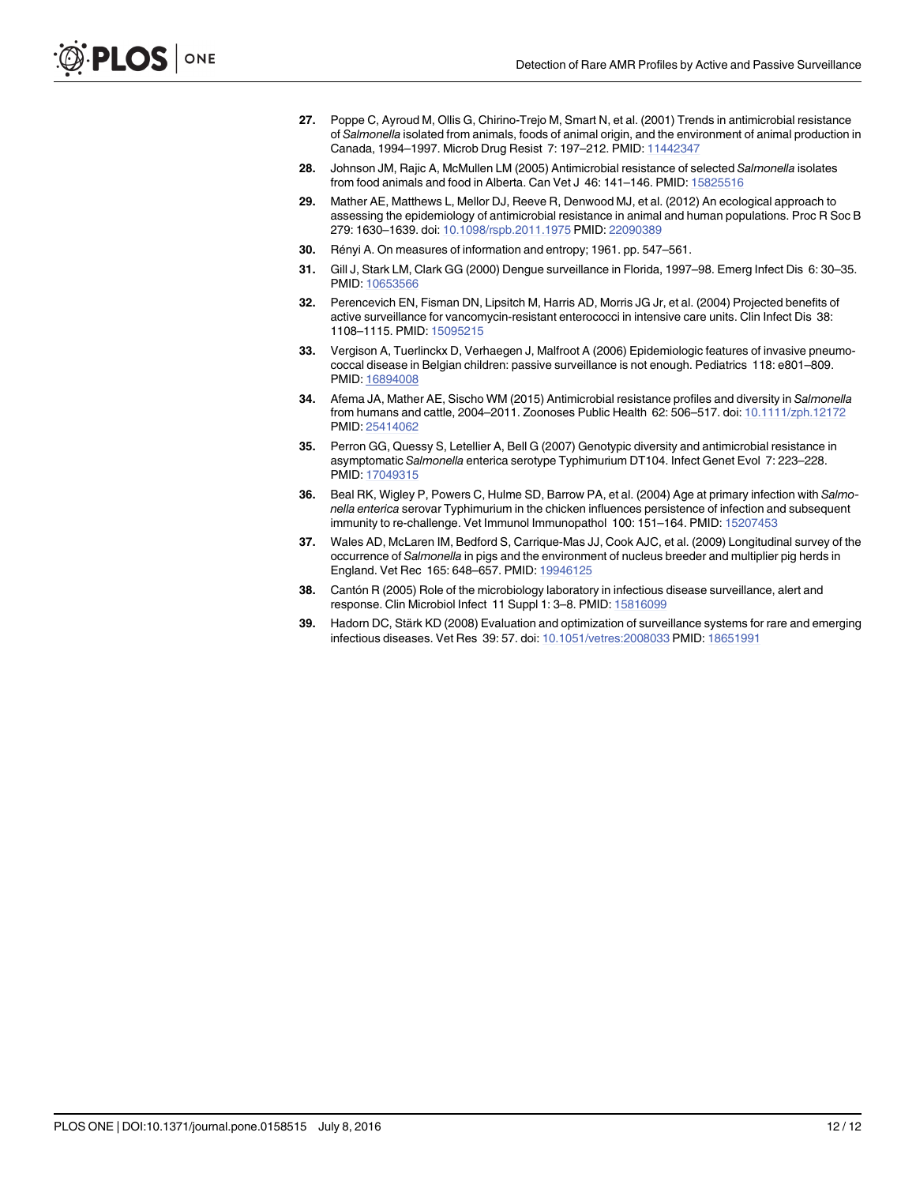27. Poppe C, Ayroud M, Ollis G, Chirino-Trejo M, Smart N, et al. (2001) Trends in antimicrobial resistance of *Salmonella* isolated from animals, foods of animal origin, and the environment of animal production in Canada, 1994–1997. Microb Drug Resist 7: 197–212. PMID: 11442347

28. Johnson JM, Rajic A, McMullen LM (2005) Antimicrobial resistance of selected *Salmonella* isolates from food animals and food in Alberta. Can Vet J 46: 141–146. PMID: 15825516

29. Mather AE, Matthews L, Mellor DJ, Reeve R, Denwood MJ, et al. (2012) An ecological approach to assessing the epidemiology of antimicrobial resistance in animal and human populations. Proc R Soc B 279: 1630–1639. doi: 10.1098/rspb.2011.1975 PMID: 22090389

30. Rényi A. On measures of information and entropy; 1961. pp. 547–561.

31. Gill J, Stark LM, Clark GG (2000) Dengue surveillance in Florida, 1997–98. Emerg Infect Dis 6: 30–35. PMID: 10653566

32. Perencevich EN, Fisman DN, Lipsitch M, Harris AD, Morris JG Jr, et al. (2004) Projected benefits of active surveillance for vancomycin-resistant enterococci in intensive care units. Clin Infect Dis 38: 1108–1115. PMID: 15095215

33. Vergison A, Tuerlinckx D, Verhaegen J, Malfroot A (2006) Epidemiologic features of invasive pneumococcal disease in Belgian children: passive surveillance is not enough. Pediatrics 118: e801–809. PMID: 16894008

34. Afema JA, Mather AE, Sischo WM (2015) Antimicrobial resistance profiles and diversity in *Salmonella* from humans and cattle, 2004–2011. Zoonoses Public Health 62: 506–517. doi: 10.1111/zph.12172 PMID: 25414062

35. Perron GG, Quessy S, Letellier A, Bell G (2007) Genotypic diversity and antimicrobial resistance in asymptomatic *Salmonella* enterica serotype Typhimurium DT104. Infect Genet Evol 7: 223–228. PMID: 17049315

36. Beal RK, Wigley P, Powers C, Hulme SD, Barrow PA, et al. (2004) Age at primary infection with *Salmonella enterica* serovar Typhimurium in the chicken influences persistence of infection and subsequent immunity to re-challenge. Vet Immunol Immunopathol 100: 151–164. PMID: 15207453

37. Wales AD, McLaren IM, Bedford S, Carrique-Mas JJ, Cook AJC, et al. (2009) Longitudinal survey of the occurrence of *Salmonella* in pigs and the environment of nucleus breeder and multiplier pig herds in England. Vet Rec 165: 648–657. PMID: 19946125

38. Cantón R (2005) Role of the microbiology laboratory in infectious disease surveillance, alert and response. Clin Microbiol Infect 11 Suppl 1: 3–8. PMID: 15816099

39. Hadorn DC, Stärk KD (2008) Evaluation and optimization of surveillance systems for rare and emerging infectious diseases. Vet Res 39: 57. doi: 10.1051/vetres:2008033 PMID: 18651991